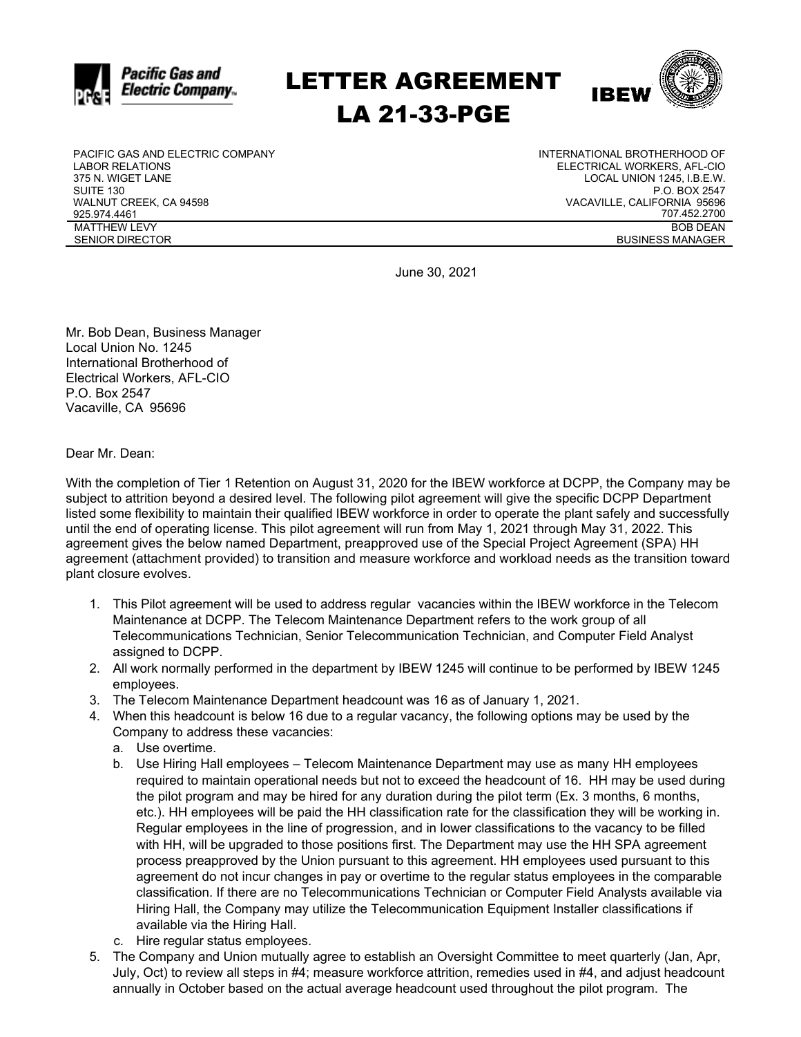# LETTER AGREEMENT
# LA 21-33-PGE

PACIFIC GAS AND ELECTRIC COMPANY
LABOR RELATIONS
375 N. WIGET LANE
SUITE 130
WALNUT CREEK, CA 94598
925.974.4461
MATTHEW LEVY
SENIOR DIRECTOR

INTERNATIONAL BROTHERHOOD OF
ELECTRICAL WORKERS, AFL-CIO
LOCAL UNION 1245, I.B.E.W.
P.O. BOX 2547
VACAVILLE, CALIFORNIA 95696
707.452.2700
BOB DEAN
BUSINESS MANAGER

June 30, 2021

Mr. Bob Dean, Business Manager
Local Union No. 1245
International Brotherhood of
Electrical Workers, AFL-CIO
P.O. Box 2547
Vacaville, CA 95696

Dear Mr. Dean:

With the completion of Tier 1 Retention on August 31, 2020 for the IBEW workforce at DCPP, the Company may be subject to attrition beyond a desired level. The following pilot agreement will give the specific DCPP Department listed some flexibility to maintain their qualified IBEW workforce in order to operate the plant safely and successfully until the end of operating license. This pilot agreement will run from May 1, 2021 through May 31, 2022. This agreement gives the below named Department, preapproved use of the Special Project Agreement (SPA) HH agreement (attachment provided) to transition and measure workforce and workload needs as the transition toward plant closure evolves.

1. This Pilot agreement will be used to address regular vacancies within the IBEW workforce in the Telecom Maintenance at DCPP. The Telecom Maintenance Department refers to the work group of all Telecommunications Technician, Senior Telecommunication Technician, and Computer Field Analyst assigned to DCPP.
2. All work normally performed in the department by IBEW 1245 will continue to be performed by IBEW 1245 employees.
3. The Telecom Maintenance Department headcount was 16 as of January 1, 2021.
4. When this headcount is below 16 due to a regular vacancy, the following options may be used by the Company to address these vacancies:
   a. Use overtime.
   b. Use Hiring Hall employees – Telecom Maintenance Department may use as many HH employees required to maintain operational needs but not to exceed the headcount of 16. HH may be used during the pilot program and may be hired for any duration during the pilot term (Ex. 3 months, 6 months, etc.). HH employees will be paid the HH classification rate for the classification they will be working in. Regular employees in the line of progression, and in lower classifications to the vacancy to be filled with HH, will be upgraded to those positions first. The Department may use the HH SPA agreement process preapproved by the Union pursuant to this agreement. HH employees used pursuant to this agreement do not incur changes in pay or overtime to the regular status employees in the comparable classification. If there are no Telecommunications Technician or Computer Field Analysts available via Hiring Hall, the Company may utilize the Telecommunication Equipment Installer classifications if available via the Hiring Hall.
   c. Hire regular status employees.
5. The Company and Union mutually agree to establish an Oversight Committee to meet quarterly (Jan, Apr, July, Oct) to review all steps in #4; measure workforce attrition, remedies used in #4, and adjust headcount annually in October based on the actual average headcount used throughout the pilot program. The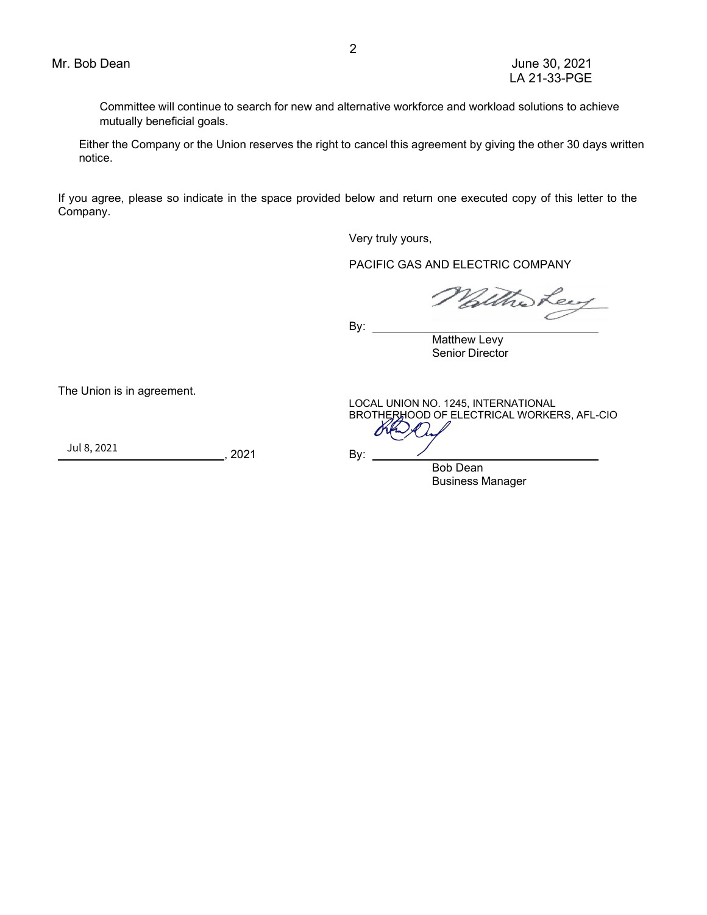Mr. Bob Dean

June 30, 2021
LA 21-33-PGE

Committee will continue to search for new and alternative workforce and workload solutions to achieve mutually beneficial goals.

Either the Company or the Union reserves the right to cancel this agreement by giving the other 30 days written notice.

If you agree, please so indicate in the space provided below and return one executed copy of this letter to the Company.

Very truly yours,

PACIFIC GAS AND ELECTRIC COMPANY

By: ______________________________
Matthew Levy
Senior Director

The Union is in agreement.

LOCAL UNION NO. 1245, INTERNATIONAL BROTHERHOOD OF ELECTRICAL WORKERS, AFL-CIO

Jul 8, 2021 , 2021

By: ______________________________
Bob Dean
Business Manager